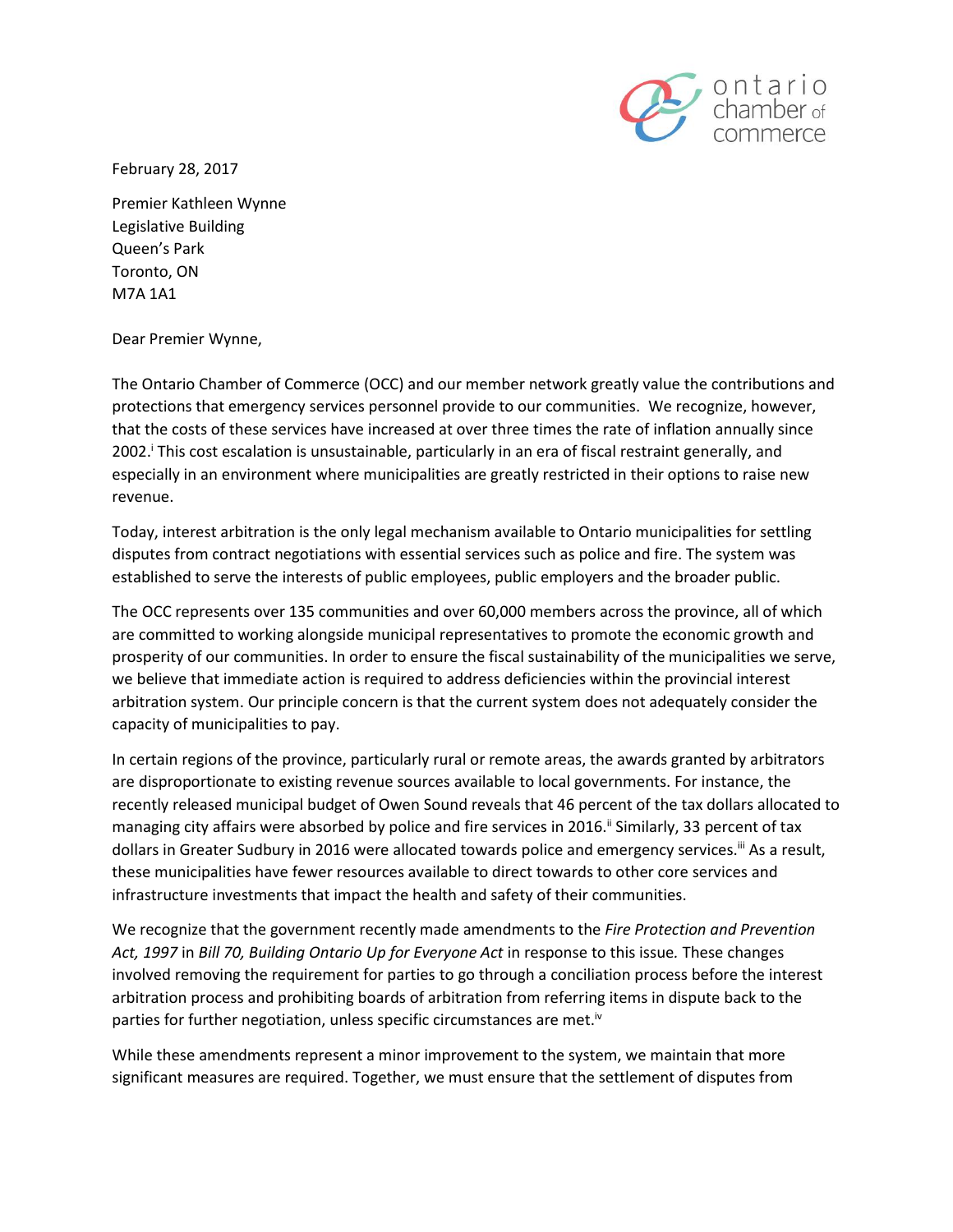ontario chamber of commerce

February 28, 2017

Premier Kathleen Wynne
Legislative Building
Queen's Park
Toronto, ON
M7A 1A1

Dear Premier Wynne,

The Ontario Chamber of Commerce (OCC) and our member network greatly value the contributions and protections that emergency services personnel provide to our communities. We recognize, however, that the costs of these services have increased at over three times the rate of inflation annually since 2002.[i] This cost escalation is unsustainable, particularly in an era of fiscal restraint generally, and especially in an environment where municipalities are greatly restricted in their options to raise new revenue.

Today, interest arbitration is the only legal mechanism available to Ontario municipalities for settling disputes from contract negotiations with essential services such as police and fire. The system was established to serve the interests of public employees, public employers and the broader public.

The OCC represents over 135 communities and over 60,000 members across the province, all of which are committed to working alongside municipal representatives to promote the economic growth and prosperity of our communities. In order to ensure the fiscal sustainability of the municipalities we serve, we believe that immediate action is required to address deficiencies within the provincial interest arbitration system. Our principle concern is that the current system does not adequately consider the capacity of municipalities to pay.

In certain regions of the province, particularly rural or remote areas, the awards granted by arbitrators are disproportionate to existing revenue sources available to local governments. For instance, the recently released municipal budget of Owen Sound reveals that 46 percent of the tax dollars allocated to managing city affairs were absorbed by police and fire services in 2016.[ii] Similarly, 33 percent of tax dollars in Greater Sudbury in 2016 were allocated towards police and emergency services.[iii] As a result, these municipalities have fewer resources available to direct towards to other core services and infrastructure investments that impact the health and safety of their communities.

We recognize that the government recently made amendments to the *Fire Protection and Prevention Act, 1997* in *Bill 70, Building Ontario Up for Everyone Act* in response to this issue*.* These changes involved removing the requirement for parties to go through a conciliation process before the interest arbitration process and prohibiting boards of arbitration from referring items in dispute back to the parties for further negotiation, unless specific circumstances are met.[iv]

While these amendments represent a minor improvement to the system, we maintain that more significant measures are required. Together, we must ensure that the settlement of disputes from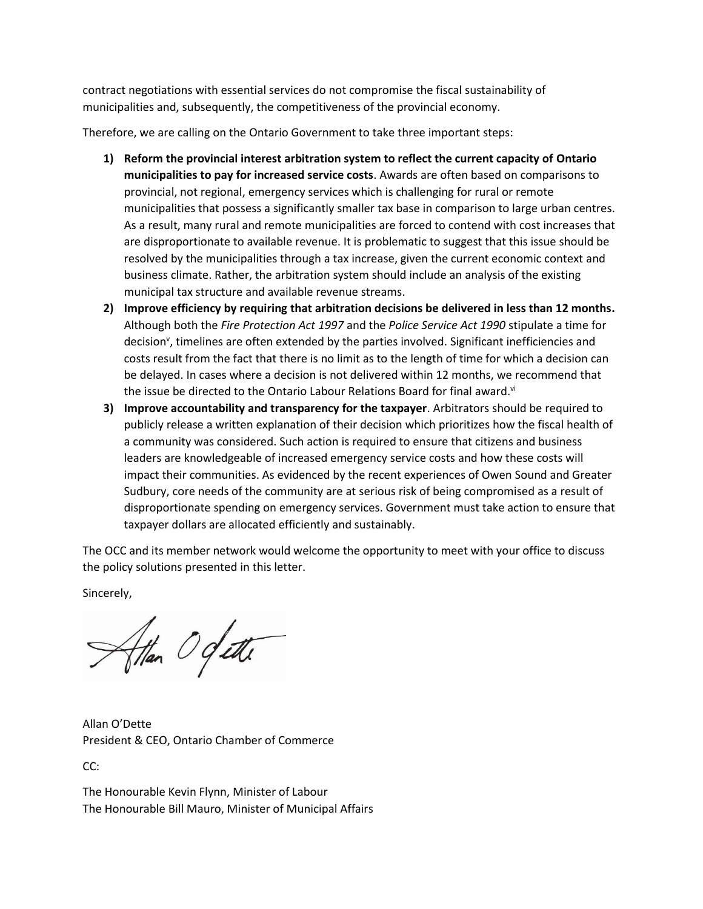contract negotiations with essential services do not compromise the fiscal sustainability of municipalities and, subsequently, the competitiveness of the provincial economy.

Therefore, we are calling on the Ontario Government to take three important steps:

1) **Reform the provincial interest arbitration system to reflect the current capacity of Ontario municipalities to pay for increased service costs**. Awards are often based on comparisons to provincial, not regional, emergency services which is challenging for rural or remote municipalities that possess a significantly smaller tax base in comparison to large urban centres. As a result, many rural and remote municipalities are forced to contend with cost increases that are disproportionate to available revenue. It is problematic to suggest that this issue should be resolved by the municipalities through a tax increase, given the current economic context and business climate. Rather, the arbitration system should include an analysis of the existing municipal tax structure and available revenue streams.
2) **Improve efficiency by requiring that arbitration decisions be delivered in less than 12 months.** Although both the *Fire Protection Act 1997* and the *Police Service Act 1990* stipulate a time for decision[v], timelines are often extended by the parties involved. Significant inefficiencies and costs result from the fact that there is no limit as to the length of time for which a decision can be delayed. In cases where a decision is not delivered within 12 months, we recommend that the issue be directed to the Ontario Labour Relations Board for final award.[vi]
3) **Improve accountability and transparency for the taxpayer**. Arbitrators should be required to publicly release a written explanation of their decision which prioritizes how the fiscal health of a community was considered. Such action is required to ensure that citizens and business leaders are knowledgeable of increased emergency service costs and how these costs will impact their communities. As evidenced by the recent experiences of Owen Sound and Greater Sudbury, core needs of the community are at serious risk of being compromised as a result of disproportionate spending on emergency services. Government must take action to ensure that taxpayer dollars are allocated efficiently and sustainably.

The OCC and its member network would welcome the opportunity to meet with your office to discuss the policy solutions presented in this letter.

Sincerely,

Allan O'Dette
President & CEO, Ontario Chamber of Commerce

CC:

The Honourable Kevin Flynn, Minister of Labour
The Honourable Bill Mauro, Minister of Municipal Affairs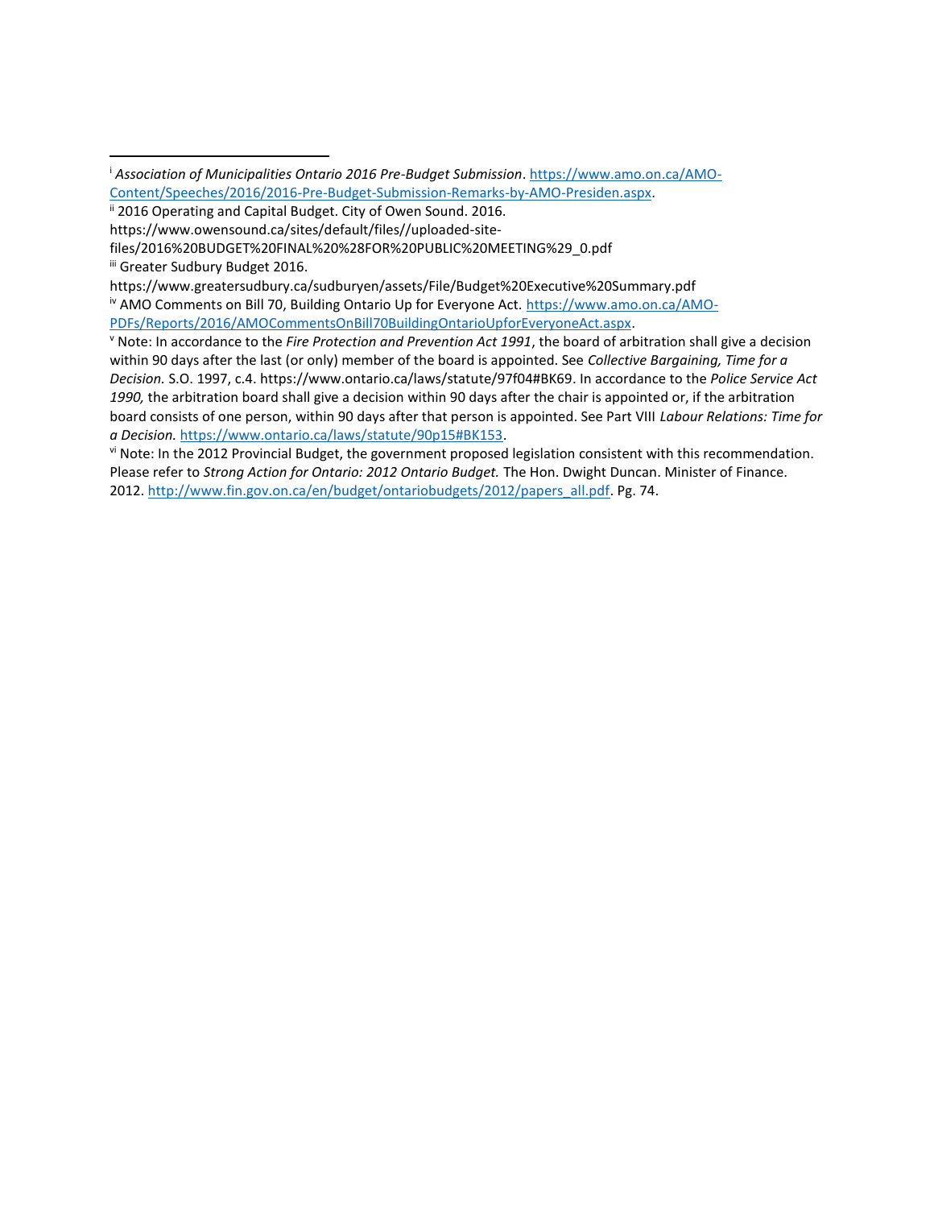[i] *Association of Municipalities Ontario 2016 Pre-Budget Submission*. https://www.amo.on.ca/AMO-Content/Speeches/2016/2016-Pre-Budget-Submission-Remarks-by-AMO-Presiden.aspx.

[ii] 2016 Operating and Capital Budget. City of Owen Sound. 2016. https://www.owensound.ca/sites/default/files//uploaded-site-files/2016%20BUDGET%20FINAL%20%28FOR%20PUBLIC%20MEETING%29_0.pdf

[iii] Greater Sudbury Budget 2016. https://www.greatersudbury.ca/sudburyen/assets/File/Budget%20Executive%20Summary.pdf

[iv] AMO Comments on Bill 70, Building Ontario Up for Everyone Act. https://www.amo.on.ca/AMO-PDFs/Reports/2016/AMOCommentsOnBill70BuildingOntarioUpforEveryoneAct.aspx.

[v] Note: In accordance to the *Fire Protection and Prevention Act 1991*, the board of arbitration shall give a decision within 90 days after the last (or only) member of the board is appointed. See *Collective Bargaining, Time for a Decision.* S.O. 1997, c.4. https://www.ontario.ca/laws/statute/97f04#BK69. In accordance to the *Police Service Act 1990,* the arbitration board shall give a decision within 90 days after the chair is appointed or, if the arbitration board consists of one person, within 90 days after that person is appointed. See Part VIII *Labour Relations: Time for a Decision.* https://www.ontario.ca/laws/statute/90p15#BK153.

[vi] Note: In the 2012 Provincial Budget, the government proposed legislation consistent with this recommendation. Please refer to *Strong Action for Ontario: 2012 Ontario Budget.* The Hon. Dwight Duncan. Minister of Finance. 2012. http://www.fin.gov.on.ca/en/budget/ontariobudgets/2012/papers_all.pdf. Pg. 74.